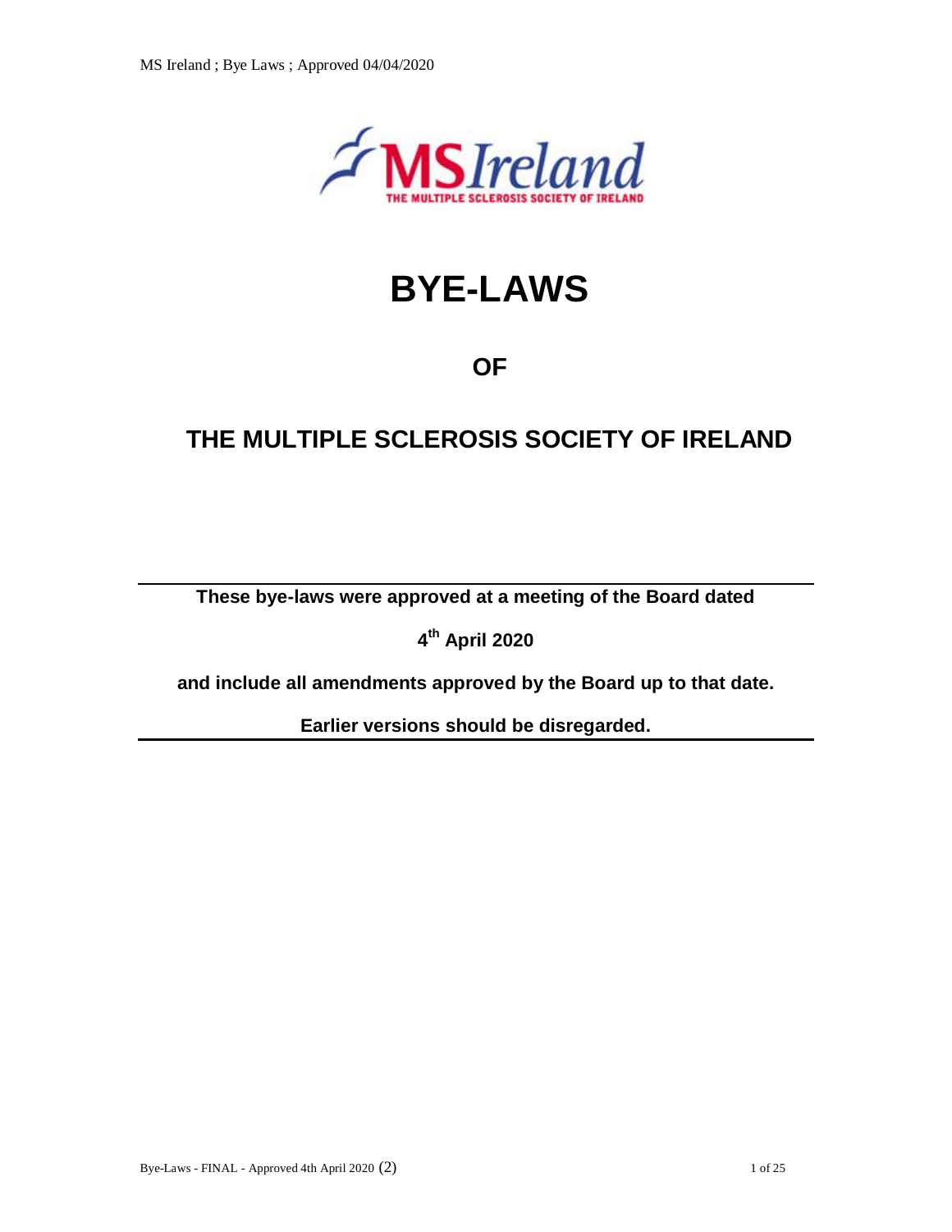# BYE-LAWS

## OF

## THE MULTIPLE SCLEROSIS SOCIETY OF IRELAND

---

**These bye-laws were approved at a meeting of the Board dated**

**4th April 2020**

**and include all amendments approved by the Board up to that date.**

**Earlier versions should be disregarded.**

---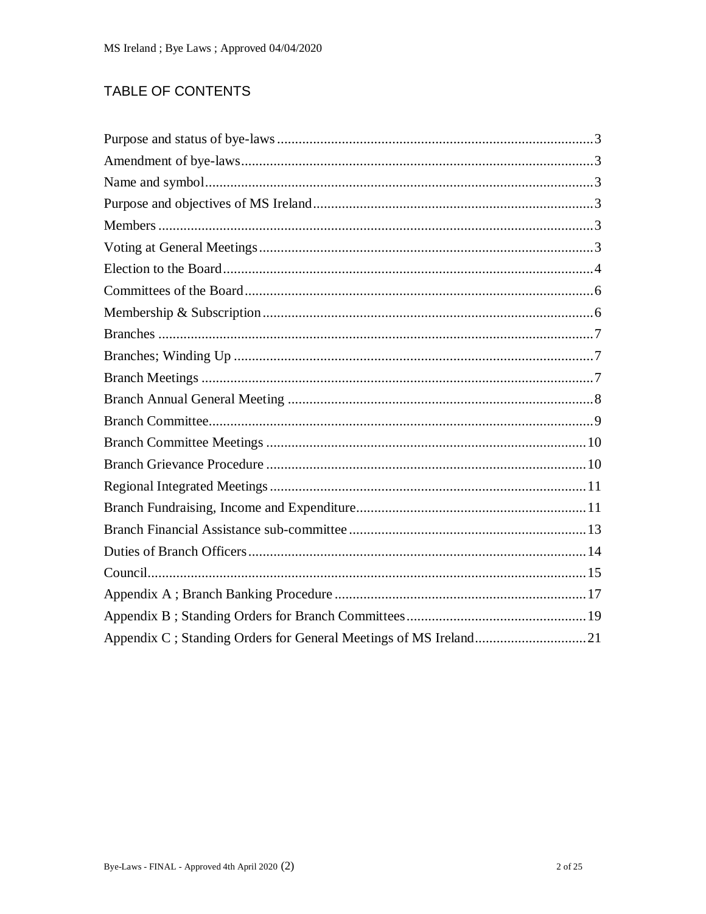# TABLE OF CONTENTS

Purpose and status of bye-laws .......... 3
Amendment of bye-laws .......... 3
Name and symbol .......... 3
Purpose and objectives of MS Ireland .......... 3
Members .......... 3
Voting at General Meetings .......... 3
Election to the Board .......... 4
Committees of the Board .......... 6
Membership & Subscription .......... 6
Branches .......... 7
Branches; Winding Up .......... 7
Branch Meetings .......... 7
Branch Annual General Meeting .......... 8
Branch Committee .......... 9
Branch Committee Meetings .......... 10
Branch Grievance Procedure .......... 10
Regional Integrated Meetings .......... 11
Branch Fundraising, Income and Expenditure .......... 11
Branch Financial Assistance sub-committee .......... 13
Duties of Branch Officers .......... 14
Council .......... 15
Appendix A ; Branch Banking Procedure .......... 17
Appendix B ; Standing Orders for Branch Committees .......... 19
Appendix C ; Standing Orders for General Meetings of MS Ireland .......... 21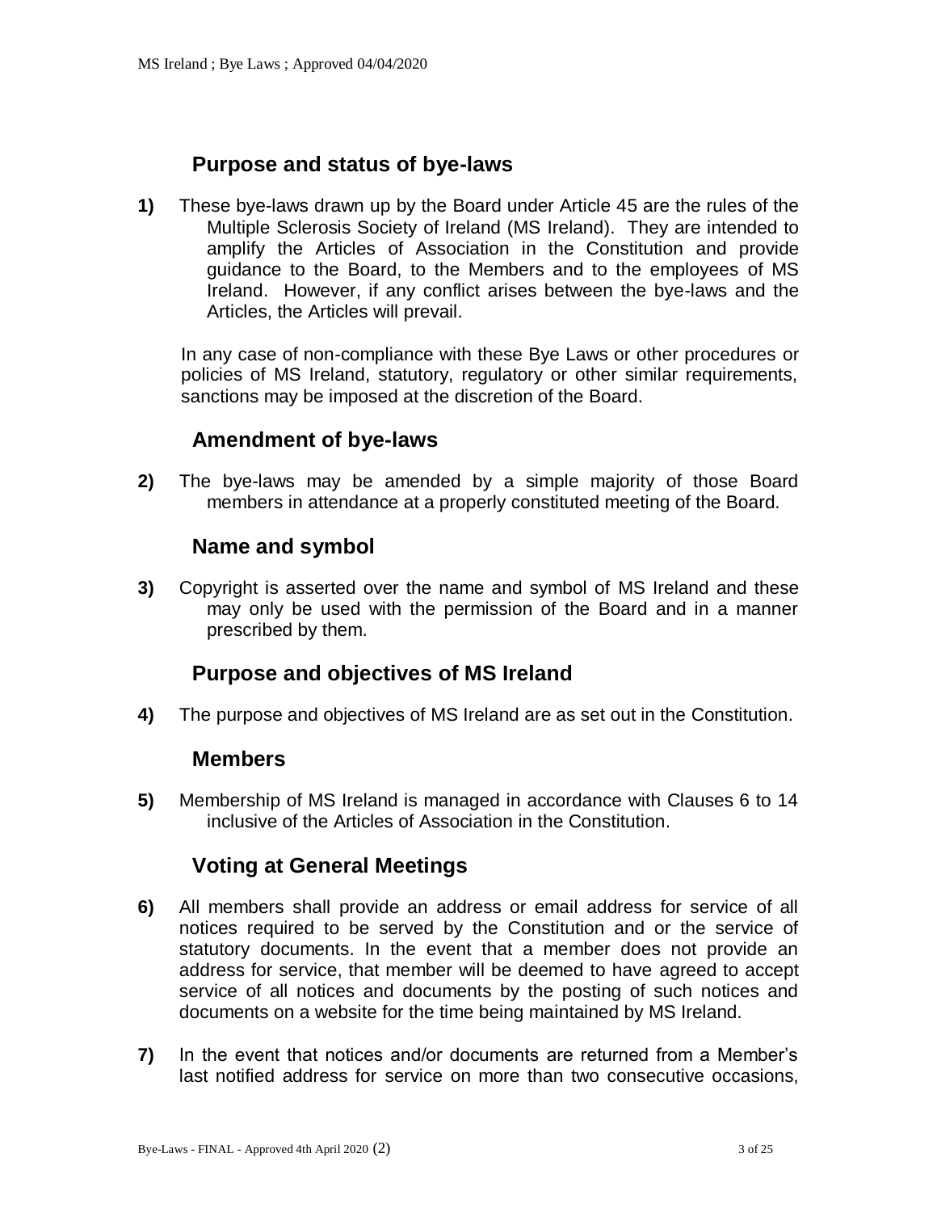## Purpose and status of bye-laws

**1)** These bye-laws drawn up by the Board under Article 45 are the rules of the Multiple Sclerosis Society of Ireland (MS Ireland). They are intended to amplify the Articles of Association in the Constitution and provide guidance to the Board, to the Members and to the employees of MS Ireland. However, if any conflict arises between the bye-laws and the Articles, the Articles will prevail.

In any case of non-compliance with these Bye Laws or other procedures or policies of MS Ireland, statutory, regulatory or other similar requirements, sanctions may be imposed at the discretion of the Board.

## Amendment of bye-laws

**2)** The bye-laws may be amended by a simple majority of those Board members in attendance at a properly constituted meeting of the Board.

## Name and symbol

**3)** Copyright is asserted over the name and symbol of MS Ireland and these may only be used with the permission of the Board and in a manner prescribed by them.

## Purpose and objectives of MS Ireland

**4)** The purpose and objectives of MS Ireland are as set out in the Constitution.

## Members

**5)** Membership of MS Ireland is managed in accordance with Clauses 6 to 14 inclusive of the Articles of Association in the Constitution.

## Voting at General Meetings

**6)** All members shall provide an address or email address for service of all notices required to be served by the Constitution and or the service of statutory documents. In the event that a member does not provide an address for service, that member will be deemed to have agreed to accept service of all notices and documents by the posting of such notices and documents on a website for the time being maintained by MS Ireland.

**7)** In the event that notices and/or documents are returned from a Member's last notified address for service on more than two consecutive occasions,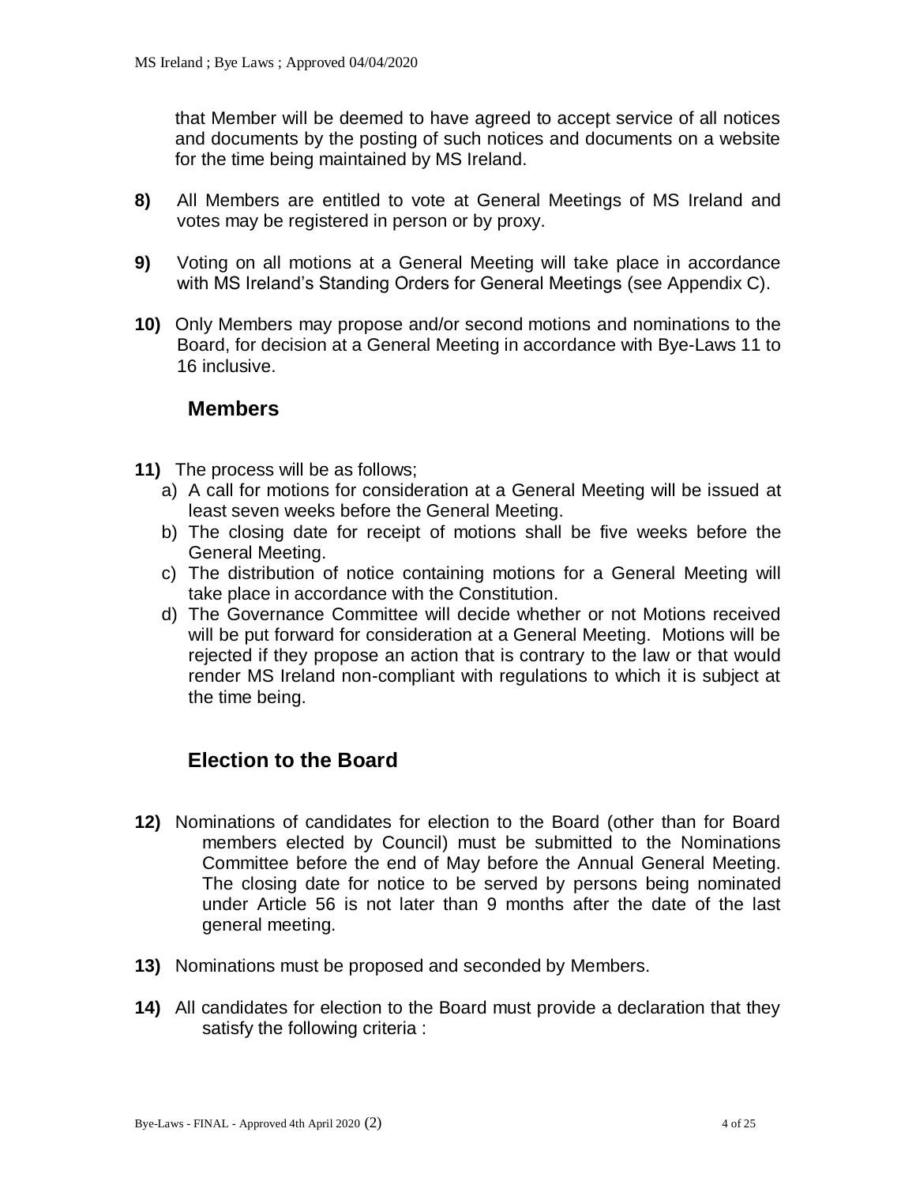that Member will be deemed to have agreed to accept service of all notices and documents by the posting of such notices and documents on a website for the time being maintained by MS Ireland.

**8)** All Members are entitled to vote at General Meetings of MS Ireland and votes may be registered in person or by proxy.

**9)** Voting on all motions at a General Meeting will take place in accordance with MS Ireland's Standing Orders for General Meetings (see Appendix C).

**10)** Only Members may propose and/or second motions and nominations to the Board, for decision at a General Meeting in accordance with Bye-Laws 11 to 16 inclusive.

## Members

**11)** The process will be as follows;

a) A call for motions for consideration at a General Meeting will be issued at least seven weeks before the General Meeting.

b) The closing date for receipt of motions shall be five weeks before the General Meeting.

c) The distribution of notice containing motions for a General Meeting will take place in accordance with the Constitution.

d) The Governance Committee will decide whether or not Motions received will be put forward for consideration at a General Meeting. Motions will be rejected if they propose an action that is contrary to the law or that would render MS Ireland non-compliant with regulations to which it is subject at the time being.

## Election to the Board

**12)** Nominations of candidates for election to the Board (other than for Board members elected by Council) must be submitted to the Nominations Committee before the end of May before the Annual General Meeting. The closing date for notice to be served by persons being nominated under Article 56 is not later than 9 months after the date of the last general meeting.

**13)** Nominations must be proposed and seconded by Members.

**14)** All candidates for election to the Board must provide a declaration that they satisfy the following criteria :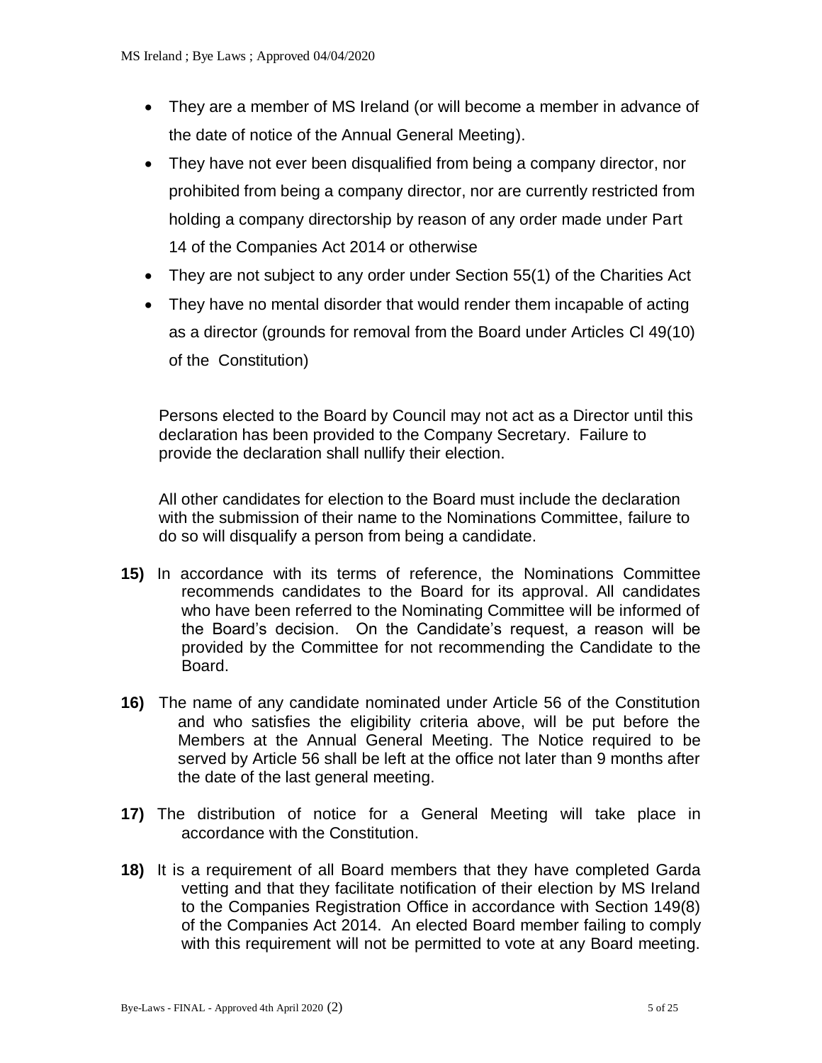- They are a member of MS Ireland (or will become a member in advance of the date of notice of the Annual General Meeting).
- They have not ever been disqualified from being a company director, nor prohibited from being a company director, nor are currently restricted from holding a company directorship by reason of any order made under Part 14 of the Companies Act 2014 or otherwise
- They are not subject to any order under Section 55(1) of the Charities Act
- They have no mental disorder that would render them incapable of acting as a director (grounds for removal from the Board under Articles Cl 49(10) of the Constitution)

Persons elected to the Board by Council may not act as a Director until this declaration has been provided to the Company Secretary. Failure to provide the declaration shall nullify their election.

All other candidates for election to the Board must include the declaration with the submission of their name to the Nominations Committee, failure to do so will disqualify a person from being a candidate.

**15)** In accordance with its terms of reference, the Nominations Committee recommends candidates to the Board for its approval. All candidates who have been referred to the Nominating Committee will be informed of the Board's decision. On the Candidate's request, a reason will be provided by the Committee for not recommending the Candidate to the Board.

**16)** The name of any candidate nominated under Article 56 of the Constitution and who satisfies the eligibility criteria above, will be put before the Members at the Annual General Meeting. The Notice required to be served by Article 56 shall be left at the office not later than 9 months after the date of the last general meeting.

**17)** The distribution of notice for a General Meeting will take place in accordance with the Constitution.

**18)** It is a requirement of all Board members that they have completed Garda vetting and that they facilitate notification of their election by MS Ireland to the Companies Registration Office in accordance with Section 149(8) of the Companies Act 2014. An elected Board member failing to comply with this requirement will not be permitted to vote at any Board meeting.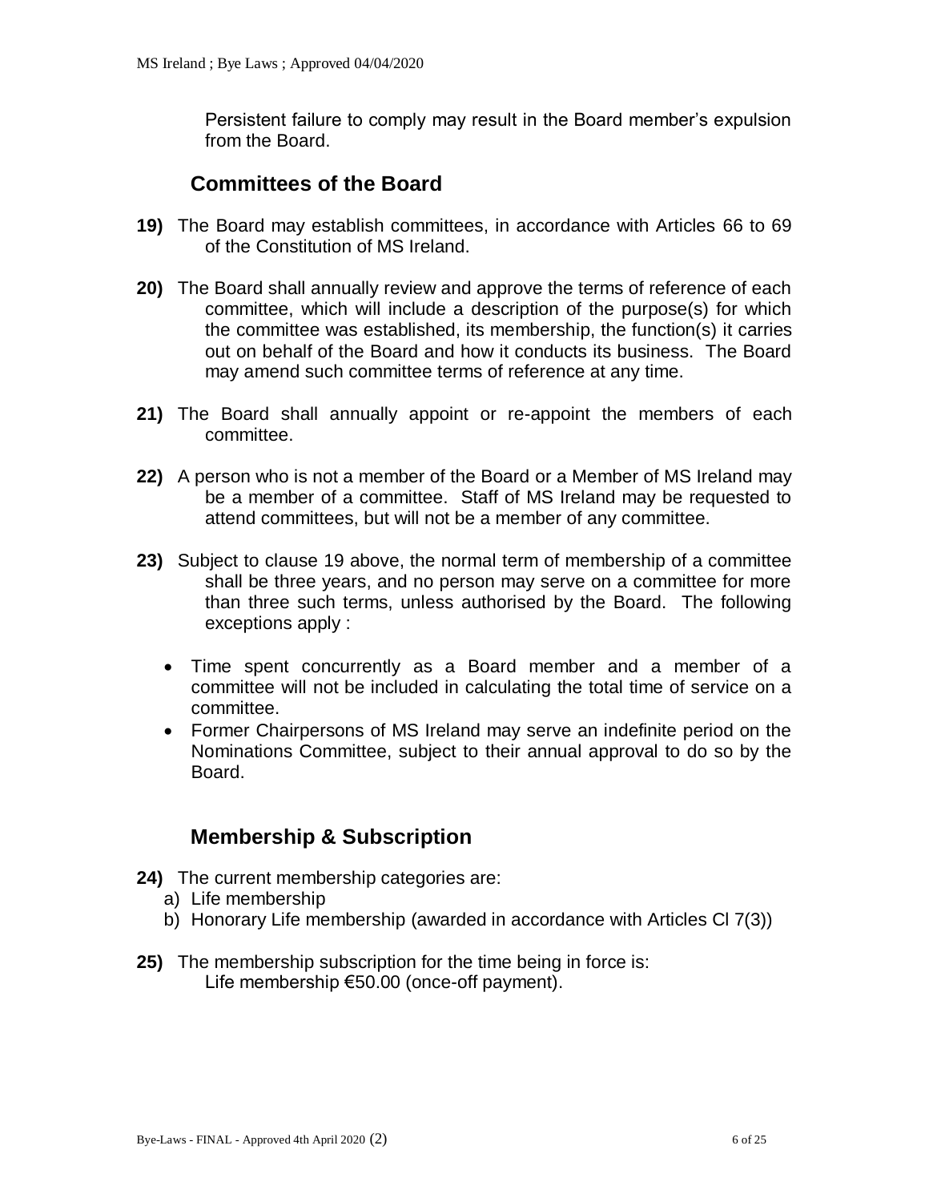Persistent failure to comply may result in the Board member's expulsion from the Board.

## Committees of the Board

**19)** The Board may establish committees, in accordance with Articles 66 to 69 of the Constitution of MS Ireland.

**20)** The Board shall annually review and approve the terms of reference of each committee, which will include a description of the purpose(s) for which the committee was established, its membership, the function(s) it carries out on behalf of the Board and how it conducts its business. The Board may amend such committee terms of reference at any time.

**21)** The Board shall annually appoint or re-appoint the members of each committee.

**22)** A person who is not a member of the Board or a Member of MS Ireland may be a member of a committee. Staff of MS Ireland may be requested to attend committees, but will not be a member of any committee.

**23)** Subject to clause 19 above, the normal term of membership of a committee shall be three years, and no person may serve on a committee for more than three such terms, unless authorised by the Board. The following exceptions apply :

- Time spent concurrently as a Board member and a member of a committee will not be included in calculating the total time of service on a committee.
- Former Chairpersons of MS Ireland may serve an indefinite period on the Nominations Committee, subject to their annual approval to do so by the Board.

## Membership & Subscription

**24)** The current membership categories are:

a) Life membership
b) Honorary Life membership (awarded in accordance with Articles Cl 7(3))

**25)** The membership subscription for the time being in force is:
Life membership €50.00 (once-off payment).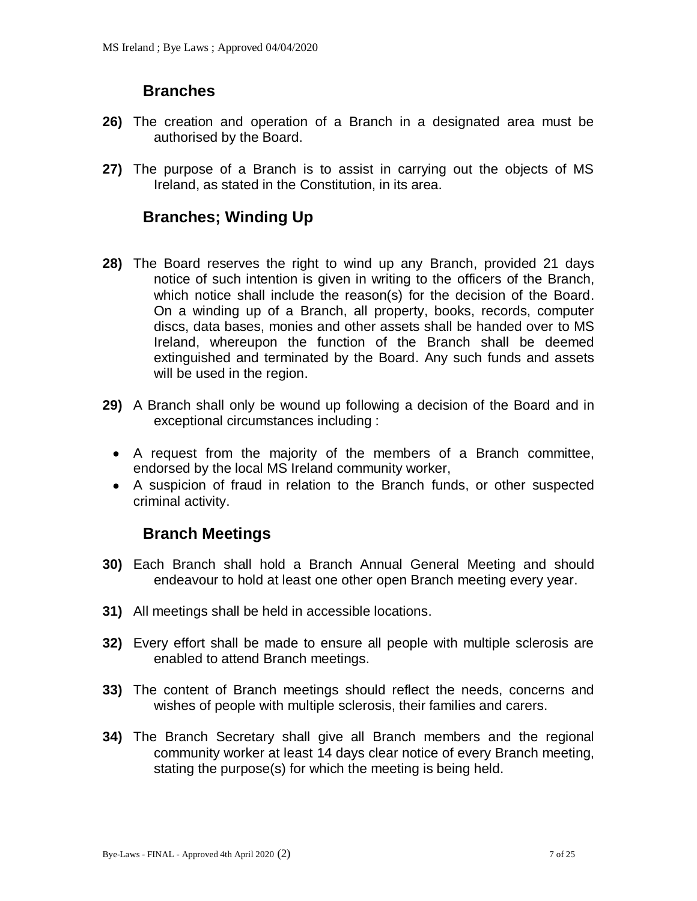## Branches

**26)** The creation and operation of a Branch in a designated area must be authorised by the Board.

**27)** The purpose of a Branch is to assist in carrying out the objects of MS Ireland, as stated in the Constitution, in its area.

## Branches; Winding Up

**28)** The Board reserves the right to wind up any Branch, provided 21 days notice of such intention is given in writing to the officers of the Branch, which notice shall include the reason(s) for the decision of the Board. On a winding up of a Branch, all property, books, records, computer discs, data bases, monies and other assets shall be handed over to MS Ireland, whereupon the function of the Branch shall be deemed extinguished and terminated by the Board. Any such funds and assets will be used in the region.

**29)** A Branch shall only be wound up following a decision of the Board and in exceptional circumstances including :

- A request from the majority of the members of a Branch committee, endorsed by the local MS Ireland community worker,
- A suspicion of fraud in relation to the Branch funds, or other suspected criminal activity.

## Branch Meetings

**30)** Each Branch shall hold a Branch Annual General Meeting and should endeavour to hold at least one other open Branch meeting every year.

**31)** All meetings shall be held in accessible locations.

**32)** Every effort shall be made to ensure all people with multiple sclerosis are enabled to attend Branch meetings.

**33)** The content of Branch meetings should reflect the needs, concerns and wishes of people with multiple sclerosis, their families and carers.

**34)** The Branch Secretary shall give all Branch members and the regional community worker at least 14 days clear notice of every Branch meeting, stating the purpose(s) for which the meeting is being held.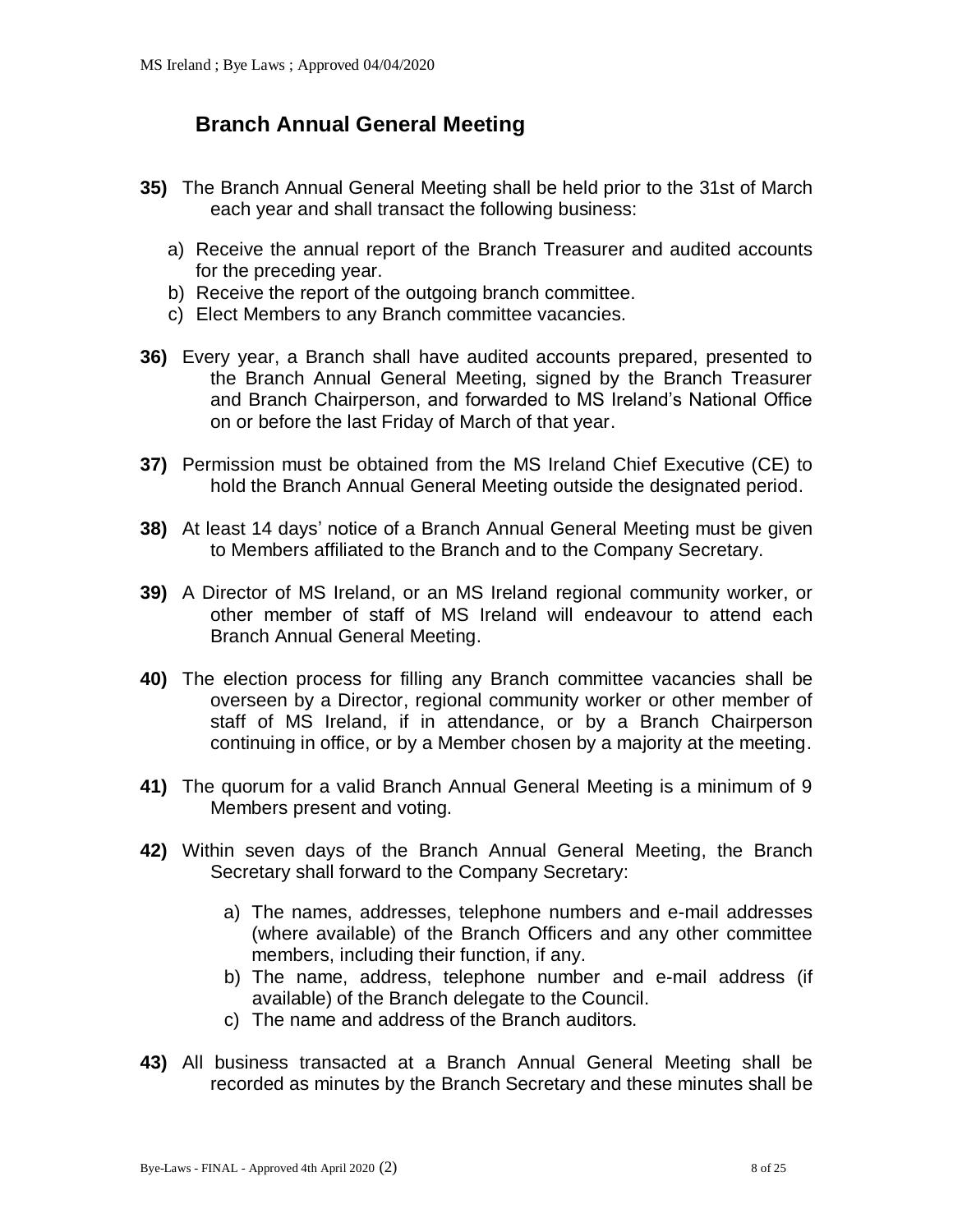## Branch Annual General Meeting

**35)** The Branch Annual General Meeting shall be held prior to the 31st of March each year and shall transact the following business:

a) Receive the annual report of the Branch Treasurer and audited accounts for the preceding year.
b) Receive the report of the outgoing branch committee.
c) Elect Members to any Branch committee vacancies.

**36)** Every year, a Branch shall have audited accounts prepared, presented to the Branch Annual General Meeting, signed by the Branch Treasurer and Branch Chairperson, and forwarded to MS Ireland's National Office on or before the last Friday of March of that year.

**37)** Permission must be obtained from the MS Ireland Chief Executive (CE) to hold the Branch Annual General Meeting outside the designated period.

**38)** At least 14 days' notice of a Branch Annual General Meeting must be given to Members affiliated to the Branch and to the Company Secretary.

**39)** A Director of MS Ireland, or an MS Ireland regional community worker, or other member of staff of MS Ireland will endeavour to attend each Branch Annual General Meeting.

**40)** The election process for filling any Branch committee vacancies shall be overseen by a Director, regional community worker or other member of staff of MS Ireland, if in attendance, or by a Branch Chairperson continuing in office, or by a Member chosen by a majority at the meeting.

**41)** The quorum for a valid Branch Annual General Meeting is a minimum of 9 Members present and voting.

**42)** Within seven days of the Branch Annual General Meeting, the Branch Secretary shall forward to the Company Secretary:

a) The names, addresses, telephone numbers and e-mail addresses (where available) of the Branch Officers and any other committee members, including their function, if any.
b) The name, address, telephone number and e-mail address (if available) of the Branch delegate to the Council.
c) The name and address of the Branch auditors.

**43)** All business transacted at a Branch Annual General Meeting shall be recorded as minutes by the Branch Secretary and these minutes shall be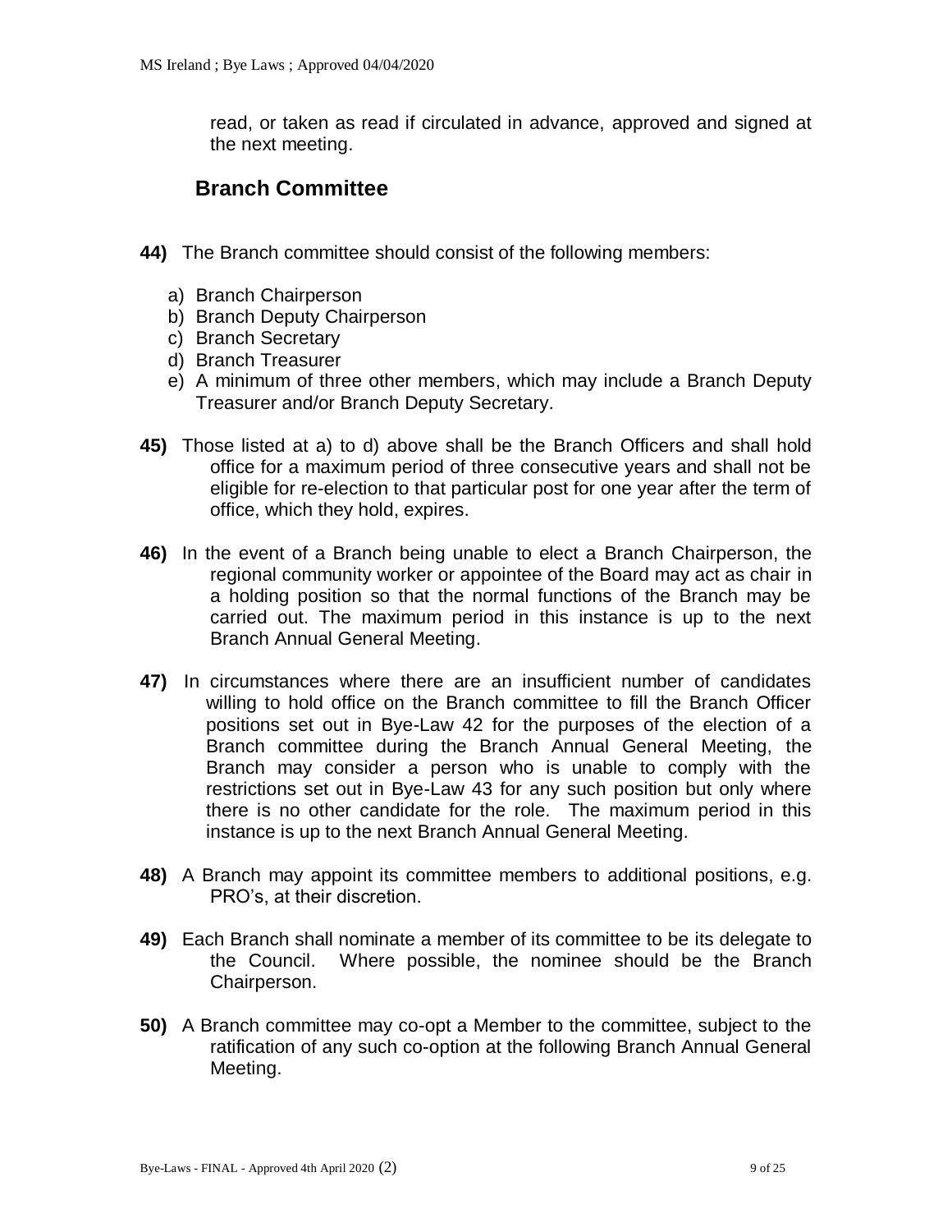read, or taken as read if circulated in advance, approved and signed at the next meeting.

## Branch Committee

**44)** The Branch committee should consist of the following members:

a) Branch Chairperson
b) Branch Deputy Chairperson
c) Branch Secretary
d) Branch Treasurer
e) A minimum of three other members, which may include a Branch Deputy Treasurer and/or Branch Deputy Secretary.

**45)** Those listed at a) to d) above shall be the Branch Officers and shall hold office for a maximum period of three consecutive years and shall not be eligible for re-election to that particular post for one year after the term of office, which they hold, expires.

**46)** In the event of a Branch being unable to elect a Branch Chairperson, the regional community worker or appointee of the Board may act as chair in a holding position so that the normal functions of the Branch may be carried out. The maximum period in this instance is up to the next Branch Annual General Meeting.

**47)** In circumstances where there are an insufficient number of candidates willing to hold office on the Branch committee to fill the Branch Officer positions set out in Bye-Law 42 for the purposes of the election of a Branch committee during the Branch Annual General Meeting, the Branch may consider a person who is unable to comply with the restrictions set out in Bye-Law 43 for any such position but only where there is no other candidate for the role. The maximum period in this instance is up to the next Branch Annual General Meeting.

**48)** A Branch may appoint its committee members to additional positions, e.g. PRO's, at their discretion.

**49)** Each Branch shall nominate a member of its committee to be its delegate to the Council. Where possible, the nominee should be the Branch Chairperson.

**50)** A Branch committee may co-opt a Member to the committee, subject to the ratification of any such co-option at the following Branch Annual General Meeting.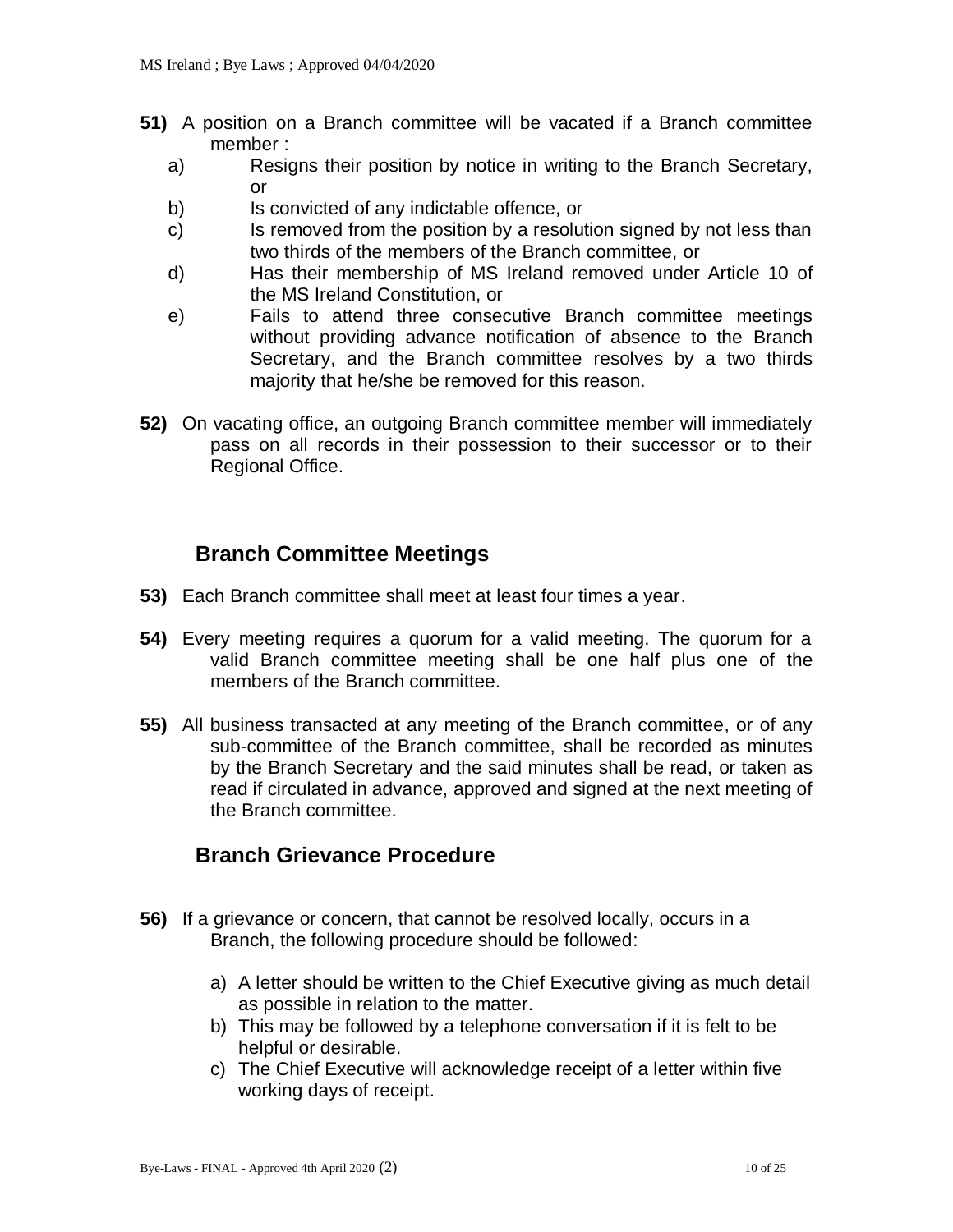**51)** A position on a Branch committee will be vacated if a Branch committee member :

a) Resigns their position by notice in writing to the Branch Secretary, or
b) Is convicted of any indictable offence, or
c) Is removed from the position by a resolution signed by not less than two thirds of the members of the Branch committee, or
d) Has their membership of MS Ireland removed under Article 10 of the MS Ireland Constitution, or
e) Fails to attend three consecutive Branch committee meetings without providing advance notification of absence to the Branch Secretary, and the Branch committee resolves by a two thirds majority that he/she be removed for this reason.

**52)** On vacating office, an outgoing Branch committee member will immediately pass on all records in their possession to their successor or to their Regional Office.

## Branch Committee Meetings

**53)** Each Branch committee shall meet at least four times a year.

**54)** Every meeting requires a quorum for a valid meeting. The quorum for a valid Branch committee meeting shall be one half plus one of the members of the Branch committee.

**55)** All business transacted at any meeting of the Branch committee, or of any sub-committee of the Branch committee, shall be recorded as minutes by the Branch Secretary and the said minutes shall be read, or taken as read if circulated in advance, approved and signed at the next meeting of the Branch committee.

## Branch Grievance Procedure

**56)** If a grievance or concern, that cannot be resolved locally, occurs in a Branch, the following procedure should be followed:

a) A letter should be written to the Chief Executive giving as much detail as possible in relation to the matter.
b) This may be followed by a telephone conversation if it is felt to be helpful or desirable.
c) The Chief Executive will acknowledge receipt of a letter within five working days of receipt.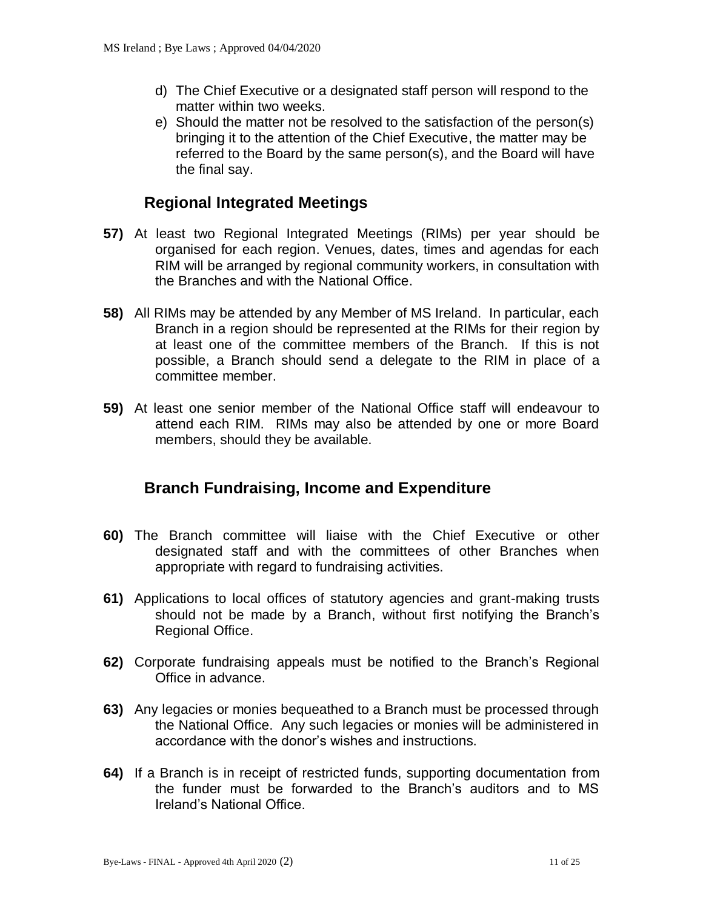d) The Chief Executive or a designated staff person will respond to the matter within two weeks.
e) Should the matter not be resolved to the satisfaction of the person(s) bringing it to the attention of the Chief Executive, the matter may be referred to the Board by the same person(s), and the Board will have the final say.

## Regional Integrated Meetings

**57)** At least two Regional Integrated Meetings (RIMs) per year should be organised for each region. Venues, dates, times and agendas for each RIM will be arranged by regional community workers, in consultation with the Branches and with the National Office.

**58)** All RIMs may be attended by any Member of MS Ireland. In particular, each Branch in a region should be represented at the RIMs for their region by at least one of the committee members of the Branch. If this is not possible, a Branch should send a delegate to the RIM in place of a committee member.

**59)** At least one senior member of the National Office staff will endeavour to attend each RIM. RIMs may also be attended by one or more Board members, should they be available.

## Branch Fundraising, Income and Expenditure

**60)** The Branch committee will liaise with the Chief Executive or other designated staff and with the committees of other Branches when appropriate with regard to fundraising activities.

**61)** Applications to local offices of statutory agencies and grant-making trusts should not be made by a Branch, without first notifying the Branch's Regional Office.

**62)** Corporate fundraising appeals must be notified to the Branch's Regional Office in advance.

**63)** Any legacies or monies bequeathed to a Branch must be processed through the National Office. Any such legacies or monies will be administered in accordance with the donor's wishes and instructions.

**64)** If a Branch is in receipt of restricted funds, supporting documentation from the funder must be forwarded to the Branch's auditors and to MS Ireland's National Office.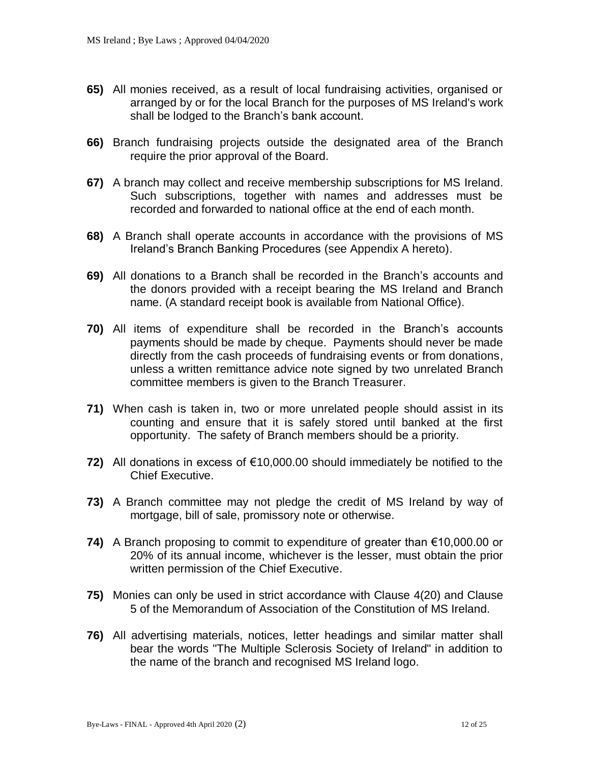**65)** All monies received, as a result of local fundraising activities, organised or arranged by or for the local Branch for the purposes of MS Ireland's work shall be lodged to the Branch's bank account.

**66)** Branch fundraising projects outside the designated area of the Branch require the prior approval of the Board.

**67)** A branch may collect and receive membership subscriptions for MS Ireland. Such subscriptions, together with names and addresses must be recorded and forwarded to national office at the end of each month.

**68)** A Branch shall operate accounts in accordance with the provisions of MS Ireland's Branch Banking Procedures (see Appendix A hereto).

**69)** All donations to a Branch shall be recorded in the Branch's accounts and the donors provided with a receipt bearing the MS Ireland and Branch name. (A standard receipt book is available from National Office).

**70)** All items of expenditure shall be recorded in the Branch's accounts payments should be made by cheque. Payments should never be made directly from the cash proceeds of fundraising events or from donations, unless a written remittance advice note signed by two unrelated Branch committee members is given to the Branch Treasurer.

**71)** When cash is taken in, two or more unrelated people should assist in its counting and ensure that it is safely stored until banked at the first opportunity. The safety of Branch members should be a priority.

**72)** All donations in excess of €10,000.00 should immediately be notified to the Chief Executive.

**73)** A Branch committee may not pledge the credit of MS Ireland by way of mortgage, bill of sale, promissory note or otherwise.

**74)** A Branch proposing to commit to expenditure of greater than €10,000.00 or 20% of its annual income, whichever is the lesser, must obtain the prior written permission of the Chief Executive.

**75)** Monies can only be used in strict accordance with Clause 4(20) and Clause 5 of the Memorandum of Association of the Constitution of MS Ireland.

**76)** All advertising materials, notices, letter headings and similar matter shall bear the words "The Multiple Sclerosis Society of Ireland" in addition to the name of the branch and recognised MS Ireland logo.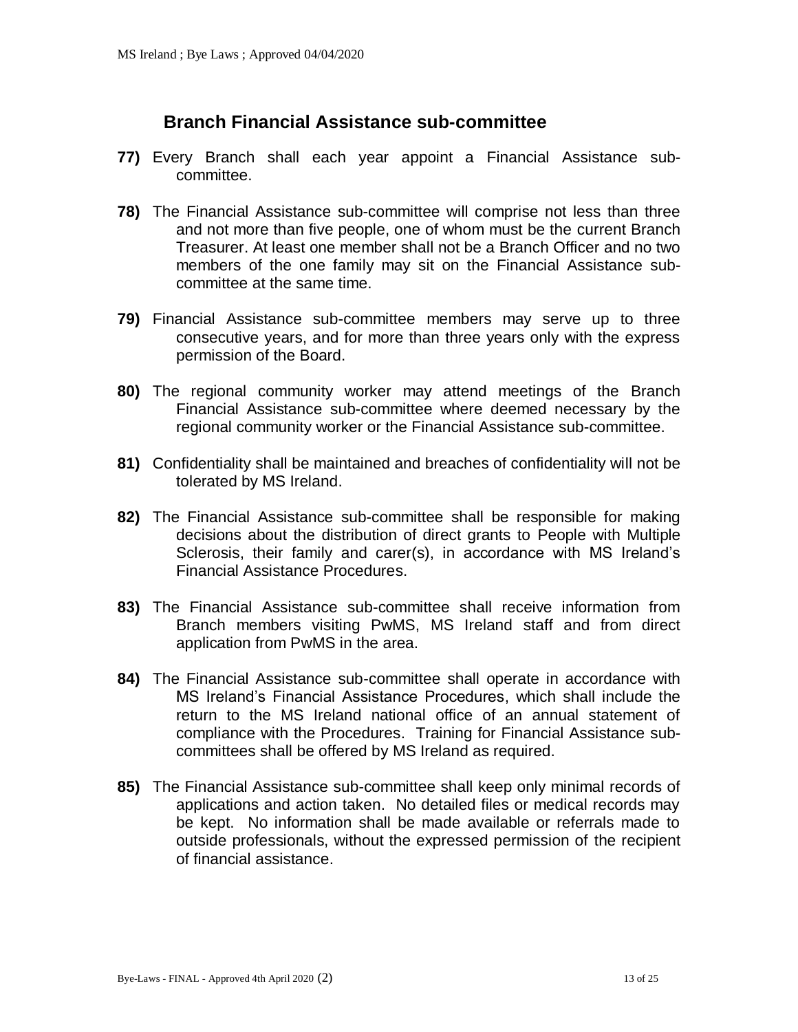## Branch Financial Assistance sub-committee

**77)** Every Branch shall each year appoint a Financial Assistance sub-committee.

**78)** The Financial Assistance sub-committee will comprise not less than three and not more than five people, one of whom must be the current Branch Treasurer. At least one member shall not be a Branch Officer and no two members of the one family may sit on the Financial Assistance sub-committee at the same time.

**79)** Financial Assistance sub-committee members may serve up to three consecutive years, and for more than three years only with the express permission of the Board.

**80)** The regional community worker may attend meetings of the Branch Financial Assistance sub-committee where deemed necessary by the regional community worker or the Financial Assistance sub-committee.

**81)** Confidentiality shall be maintained and breaches of confidentiality will not be tolerated by MS Ireland.

**82)** The Financial Assistance sub-committee shall be responsible for making decisions about the distribution of direct grants to People with Multiple Sclerosis, their family and carer(s), in accordance with MS Ireland's Financial Assistance Procedures.

**83)** The Financial Assistance sub-committee shall receive information from Branch members visiting PwMS, MS Ireland staff and from direct application from PwMS in the area.

**84)** The Financial Assistance sub-committee shall operate in accordance with MS Ireland's Financial Assistance Procedures, which shall include the return to the MS Ireland national office of an annual statement of compliance with the Procedures. Training for Financial Assistance sub-committees shall be offered by MS Ireland as required.

**85)** The Financial Assistance sub-committee shall keep only minimal records of applications and action taken. No detailed files or medical records may be kept. No information shall be made available or referrals made to outside professionals, without the expressed permission of the recipient of financial assistance.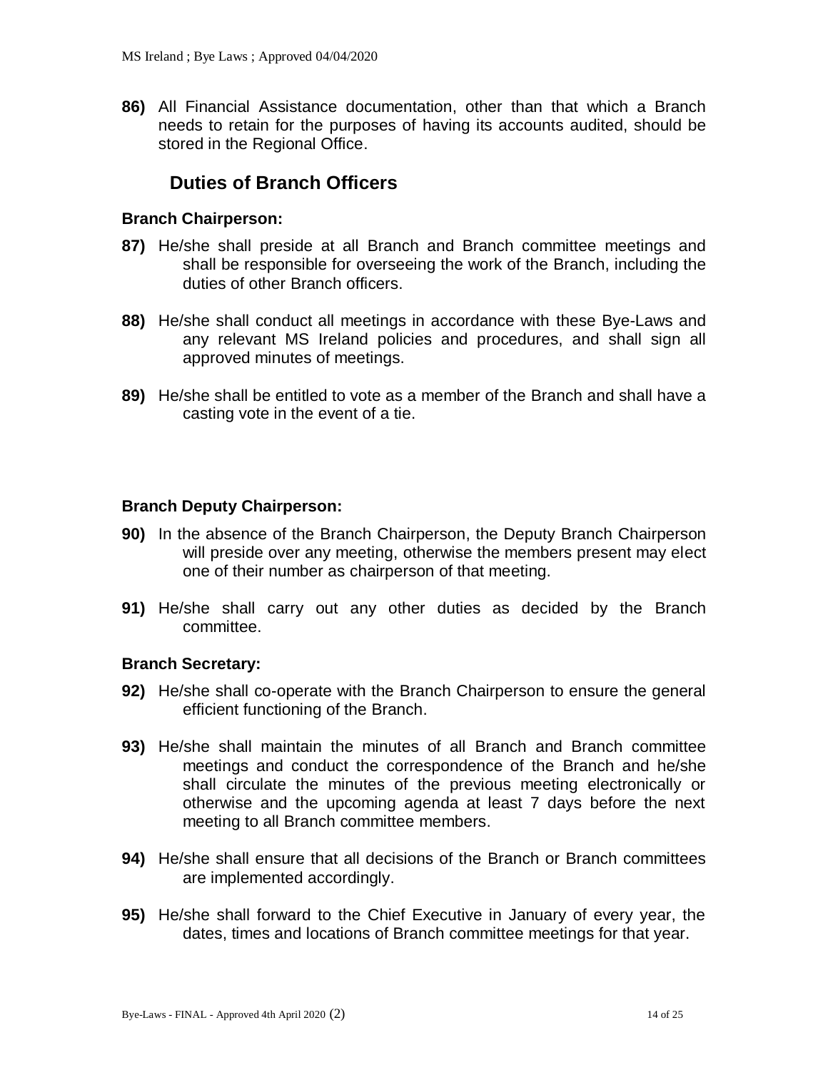**86)** All Financial Assistance documentation, other than that which a Branch needs to retain for the purposes of having its accounts audited, should be stored in the Regional Office.

## Duties of Branch Officers

### Branch Chairperson:

**87)** He/she shall preside at all Branch and Branch committee meetings and shall be responsible for overseeing the work of the Branch, including the duties of other Branch officers.

**88)** He/she shall conduct all meetings in accordance with these Bye-Laws and any relevant MS Ireland policies and procedures, and shall sign all approved minutes of meetings.

**89)** He/she shall be entitled to vote as a member of the Branch and shall have a casting vote in the event of a tie.

### Branch Deputy Chairperson:

**90)** In the absence of the Branch Chairperson, the Deputy Branch Chairperson will preside over any meeting, otherwise the members present may elect one of their number as chairperson of that meeting.

**91)** He/she shall carry out any other duties as decided by the Branch committee.

### Branch Secretary:

**92)** He/she shall co-operate with the Branch Chairperson to ensure the general efficient functioning of the Branch.

**93)** He/she shall maintain the minutes of all Branch and Branch committee meetings and conduct the correspondence of the Branch and he/she shall circulate the minutes of the previous meeting electronically or otherwise and the upcoming agenda at least 7 days before the next meeting to all Branch committee members.

**94)** He/she shall ensure that all decisions of the Branch or Branch committees are implemented accordingly.

**95)** He/she shall forward to the Chief Executive in January of every year, the dates, times and locations of Branch committee meetings for that year.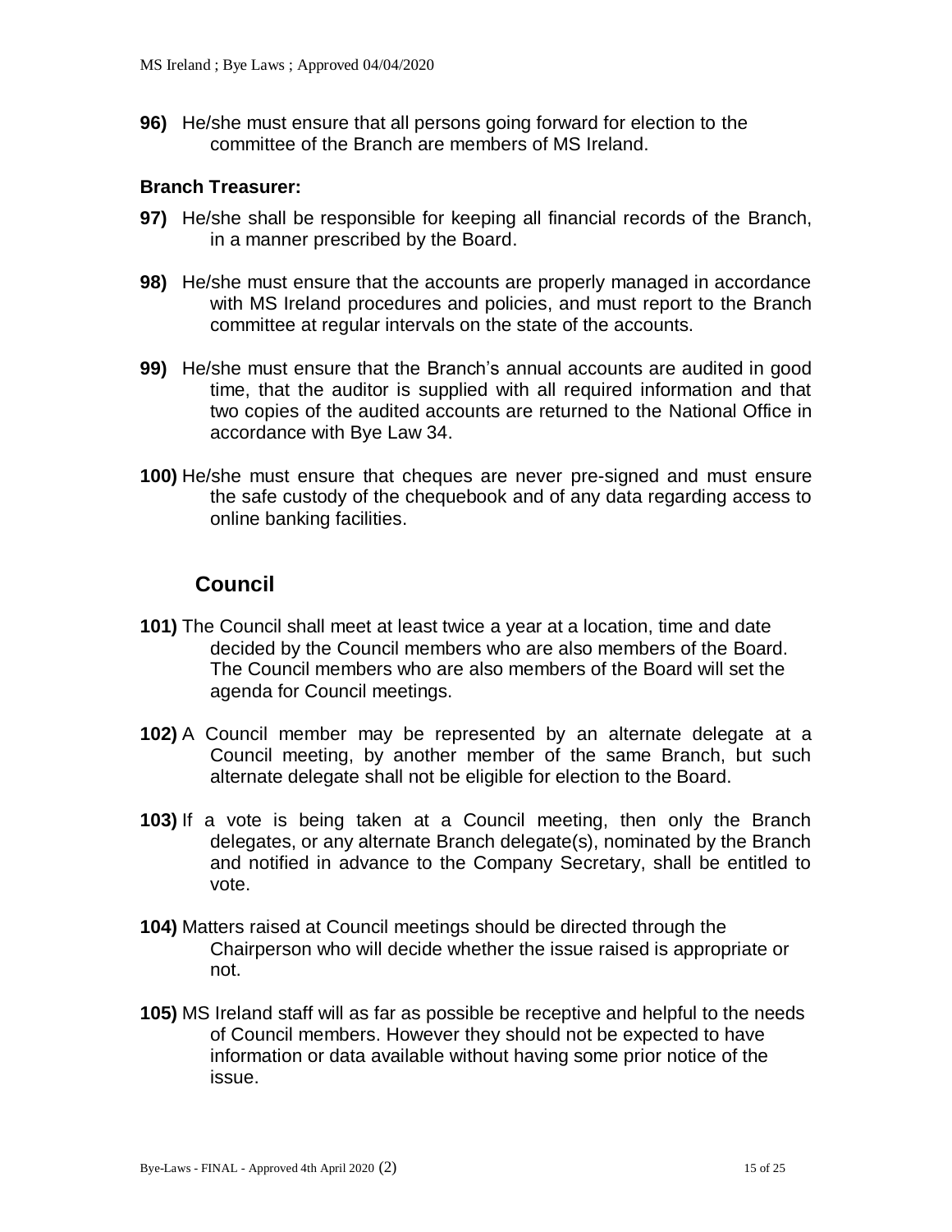**96)** He/she must ensure that all persons going forward for election to the committee of the Branch are members of MS Ireland.

### Branch Treasurer:

**97)** He/she shall be responsible for keeping all financial records of the Branch, in a manner prescribed by the Board.

**98)** He/she must ensure that the accounts are properly managed in accordance with MS Ireland procedures and policies, and must report to the Branch committee at regular intervals on the state of the accounts.

**99)** He/she must ensure that the Branch's annual accounts are audited in good time, that the auditor is supplied with all required information and that two copies of the audited accounts are returned to the National Office in accordance with Bye Law 34.

**100)** He/she must ensure that cheques are never pre-signed and must ensure the safe custody of the chequebook and of any data regarding access to online banking facilities.

## Council

**101)** The Council shall meet at least twice a year at a location, time and date decided by the Council members who are also members of the Board. The Council members who are also members of the Board will set the agenda for Council meetings.

**102)** A Council member may be represented by an alternate delegate at a Council meeting, by another member of the same Branch, but such alternate delegate shall not be eligible for election to the Board.

**103)** If a vote is being taken at a Council meeting, then only the Branch delegates, or any alternate Branch delegate(s), nominated by the Branch and notified in advance to the Company Secretary, shall be entitled to vote.

**104)** Matters raised at Council meetings should be directed through the Chairperson who will decide whether the issue raised is appropriate or not.

**105)** MS Ireland staff will as far as possible be receptive and helpful to the needs of Council members. However they should not be expected to have information or data available without having some prior notice of the issue.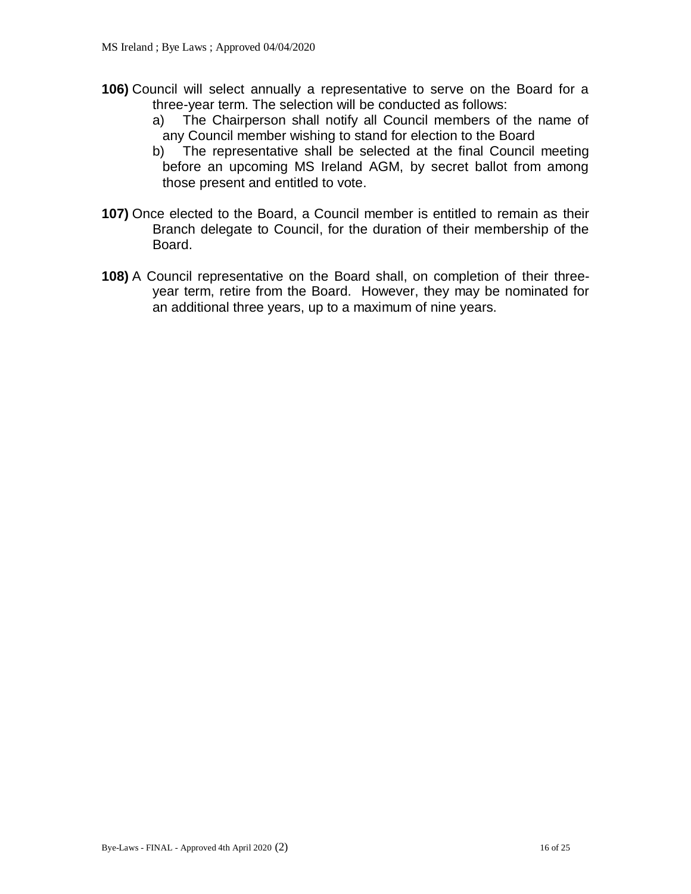**106)** Council will select annually a representative to serve on the Board for a three-year term. The selection will be conducted as follows:

a) The Chairperson shall notify all Council members of the name of any Council member wishing to stand for election to the Board

b) The representative shall be selected at the final Council meeting before an upcoming MS Ireland AGM, by secret ballot from among those present and entitled to vote.

**107)** Once elected to the Board, a Council member is entitled to remain as their Branch delegate to Council, for the duration of their membership of the Board.

**108)** A Council representative on the Board shall, on completion of their three-year term, retire from the Board. However, they may be nominated for an additional three years, up to a maximum of nine years.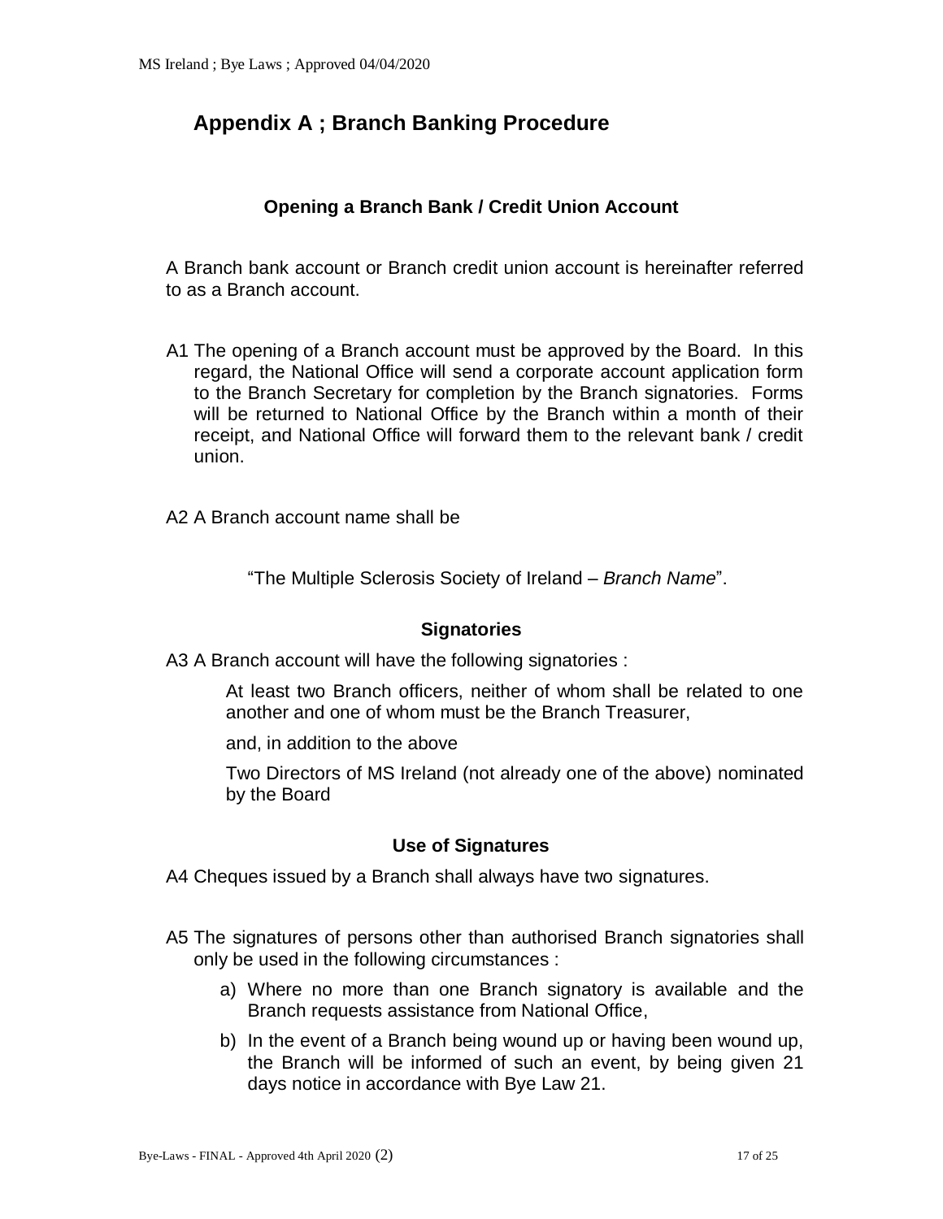## Appendix A ; Branch Banking Procedure

### Opening a Branch Bank / Credit Union Account

A Branch bank account or Branch credit union account is hereinafter referred to as a Branch account.

A1 The opening of a Branch account must be approved by the Board. In this regard, the National Office will send a corporate account application form to the Branch Secretary for completion by the Branch signatories. Forms will be returned to National Office by the Branch within a month of their receipt, and National Office will forward them to the relevant bank / credit union.

A2 A Branch account name shall be

"The Multiple Sclerosis Society of Ireland – *Branch Name*".

### Signatories

A3 A Branch account will have the following signatories :

At least two Branch officers, neither of whom shall be related to one another and one of whom must be the Branch Treasurer,

and, in addition to the above

Two Directors of MS Ireland (not already one of the above) nominated by the Board

### Use of Signatures

A4 Cheques issued by a Branch shall always have two signatures.

A5 The signatures of persons other than authorised Branch signatories shall only be used in the following circumstances :

a) Where no more than one Branch signatory is available and the Branch requests assistance from National Office,
b) In the event of a Branch being wound up or having been wound up, the Branch will be informed of such an event, by being given 21 days notice in accordance with Bye Law 21.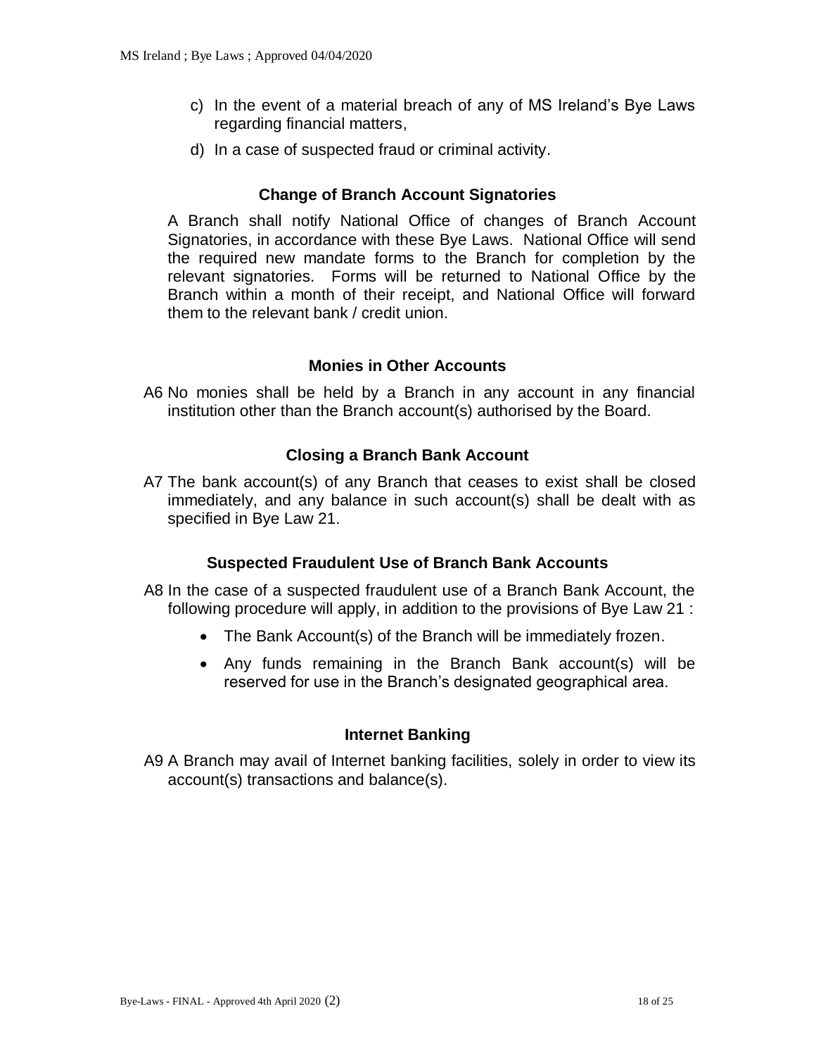c) In the event of a material breach of any of MS Ireland's Bye Laws regarding financial matters,

d) In a case of suspected fraud or criminal activity.

### Change of Branch Account Signatories

A Branch shall notify National Office of changes of Branch Account Signatories, in accordance with these Bye Laws. National Office will send the required new mandate forms to the Branch for completion by the relevant signatories. Forms will be returned to National Office by the Branch within a month of their receipt, and National Office will forward them to the relevant bank / credit union.

### Monies in Other Accounts

A6 No monies shall be held by a Branch in any account in any financial institution other than the Branch account(s) authorised by the Board.

### Closing a Branch Bank Account

A7 The bank account(s) of any Branch that ceases to exist shall be closed immediately, and any balance in such account(s) shall be dealt with as specified in Bye Law 21.

### Suspected Fraudulent Use of Branch Bank Accounts

A8 In the case of a suspected fraudulent use of a Branch Bank Account, the following procedure will apply, in addition to the provisions of Bye Law 21 :

- The Bank Account(s) of the Branch will be immediately frozen.
- Any funds remaining in the Branch Bank account(s) will be reserved for use in the Branch's designated geographical area.

### Internet Banking

A9 A Branch may avail of Internet banking facilities, solely in order to view its account(s) transactions and balance(s).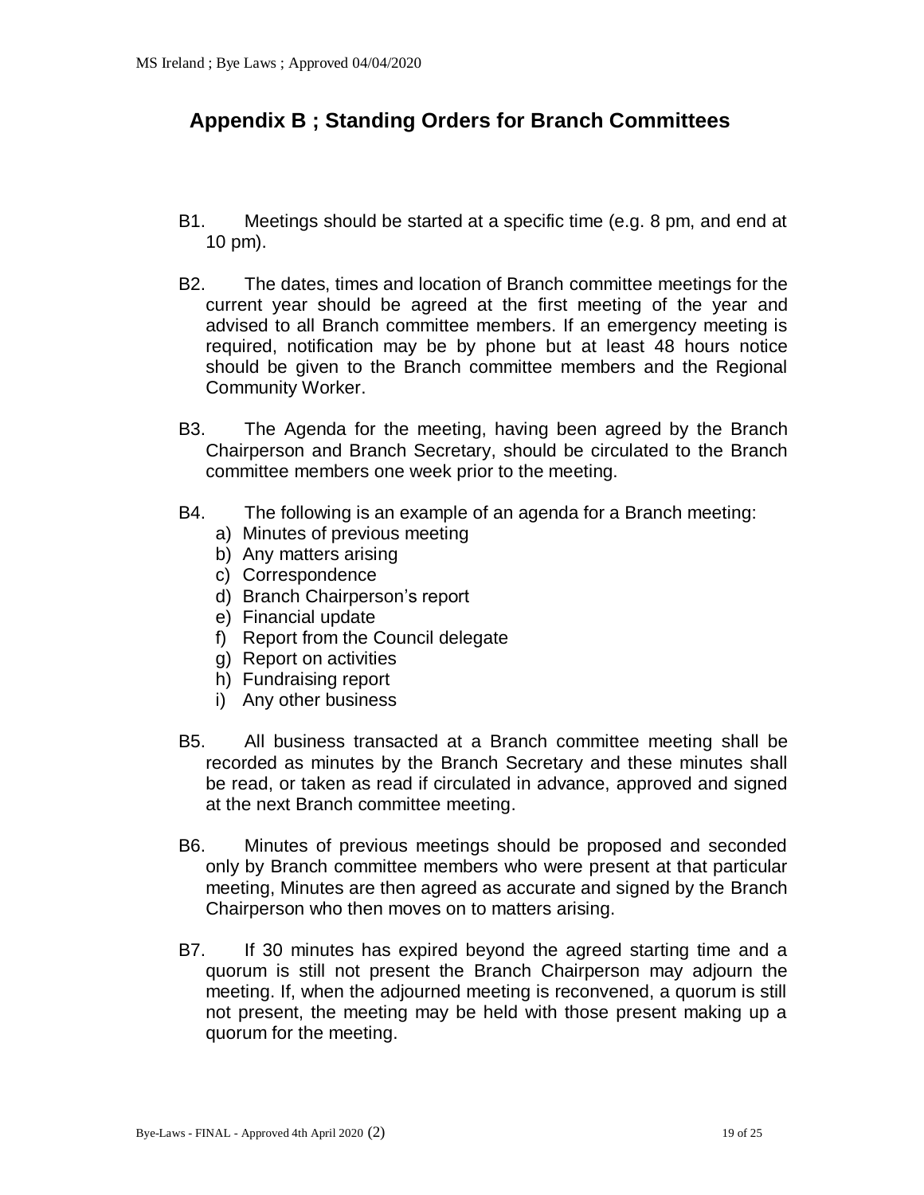## Appendix B ; Standing Orders for Branch Committees

B1. Meetings should be started at a specific time (e.g. 8 pm, and end at 10 pm).

B2. The dates, times and location of Branch committee meetings for the current year should be agreed at the first meeting of the year and advised to all Branch committee members. If an emergency meeting is required, notification may be by phone but at least 48 hours notice should be given to the Branch committee members and the Regional Community Worker.

B3. The Agenda for the meeting, having been agreed by the Branch Chairperson and Branch Secretary, should be circulated to the Branch committee members one week prior to the meeting.

B4. The following is an example of an agenda for a Branch meeting:

a) Minutes of previous meeting
b) Any matters arising
c) Correspondence
d) Branch Chairperson's report
e) Financial update
f) Report from the Council delegate
g) Report on activities
h) Fundraising report
i) Any other business

B5. All business transacted at a Branch committee meeting shall be recorded as minutes by the Branch Secretary and these minutes shall be read, or taken as read if circulated in advance, approved and signed at the next Branch committee meeting.

B6. Minutes of previous meetings should be proposed and seconded only by Branch committee members who were present at that particular meeting, Minutes are then agreed as accurate and signed by the Branch Chairperson who then moves on to matters arising.

B7. If 30 minutes has expired beyond the agreed starting time and a quorum is still not present the Branch Chairperson may adjourn the meeting. If, when the adjourned meeting is reconvened, a quorum is still not present, the meeting may be held with those present making up a quorum for the meeting.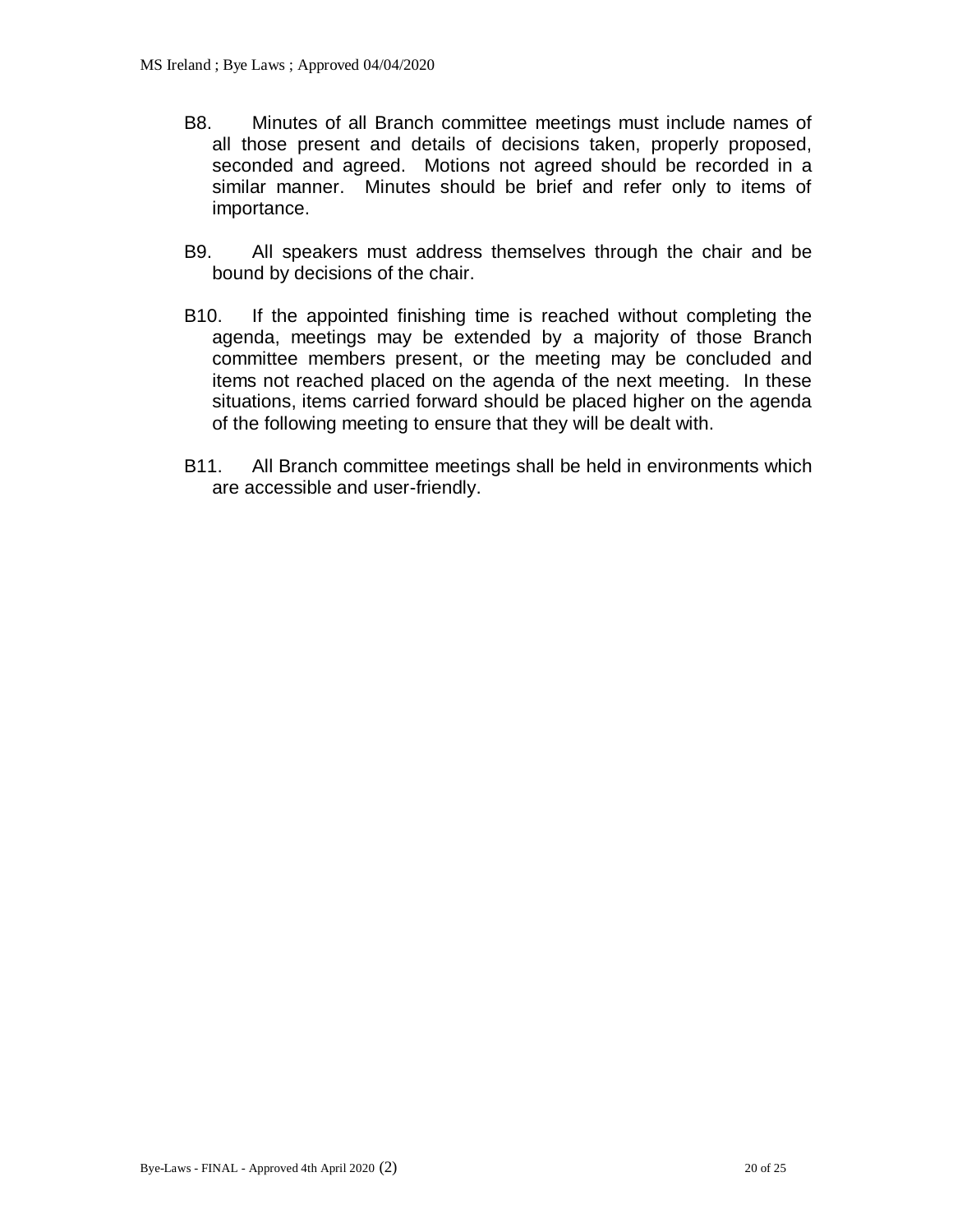B8. Minutes of all Branch committee meetings must include names of all those present and details of decisions taken, properly proposed, seconded and agreed. Motions not agreed should be recorded in a similar manner. Minutes should be brief and refer only to items of importance.

B9. All speakers must address themselves through the chair and be bound by decisions of the chair.

B10. If the appointed finishing time is reached without completing the agenda, meetings may be extended by a majority of those Branch committee members present, or the meeting may be concluded and items not reached placed on the agenda of the next meeting. In these situations, items carried forward should be placed higher on the agenda of the following meeting to ensure that they will be dealt with.

B11. All Branch committee meetings shall be held in environments which are accessible and user-friendly.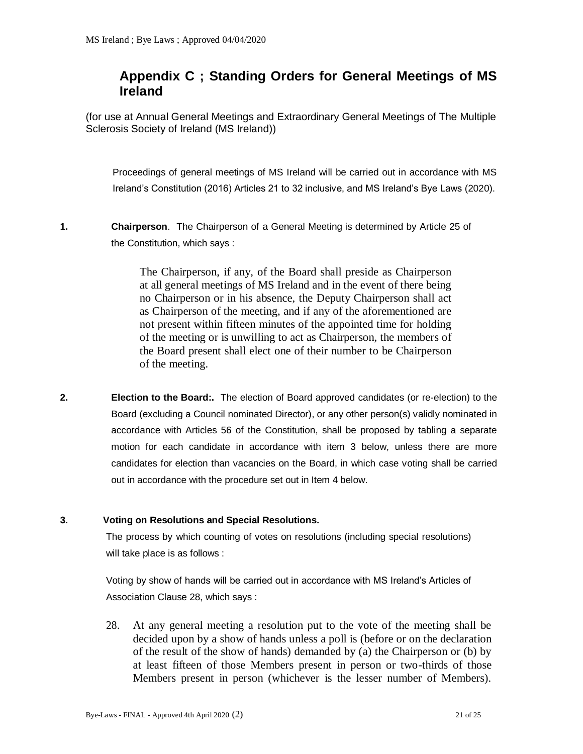## Appendix C ; Standing Orders for General Meetings of MS Ireland

(for use at Annual General Meetings and Extraordinary General Meetings of The Multiple Sclerosis Society of Ireland (MS Ireland))

Proceedings of general meetings of MS Ireland will be carried out in accordance with MS Ireland's Constitution (2016) Articles 21 to 32 inclusive, and MS Ireland's Bye Laws (2020).

**1. Chairperson**. The Chairperson of a General Meeting is determined by Article 25 of the Constitution, which says :

> The Chairperson, if any, of the Board shall preside as Chairperson at all general meetings of MS Ireland and in the event of there being no Chairperson or in his absence, the Deputy Chairperson shall act as Chairperson of the meeting, and if any of the aforementioned are not present within fifteen minutes of the appointed time for holding of the meeting or is unwilling to act as Chairperson, the members of the Board present shall elect one of their number to be Chairperson of the meeting.

**2. Election to the Board:.** The election of Board approved candidates (or re-election) to the Board (excluding a Council nominated Director), or any other person(s) validly nominated in accordance with Articles 56 of the Constitution, shall be proposed by tabling a separate motion for each candidate in accordance with item 3 below, unless there are more candidates for election than vacancies on the Board, in which case voting shall be carried out in accordance with the procedure set out in Item 4 below.

**3. Voting on Resolutions and Special Resolutions.**

The process by which counting of votes on resolutions (including special resolutions) will take place is as follows :

Voting by show of hands will be carried out in accordance with MS Ireland's Articles of Association Clause 28, which says :

> 28. At any general meeting a resolution put to the vote of the meeting shall be decided upon by a show of hands unless a poll is (before or on the declaration of the result of the show of hands) demanded by (a) the Chairperson or (b) by at least fifteen of those Members present in person or two-thirds of those Members present in person (whichever is the lesser number of Members).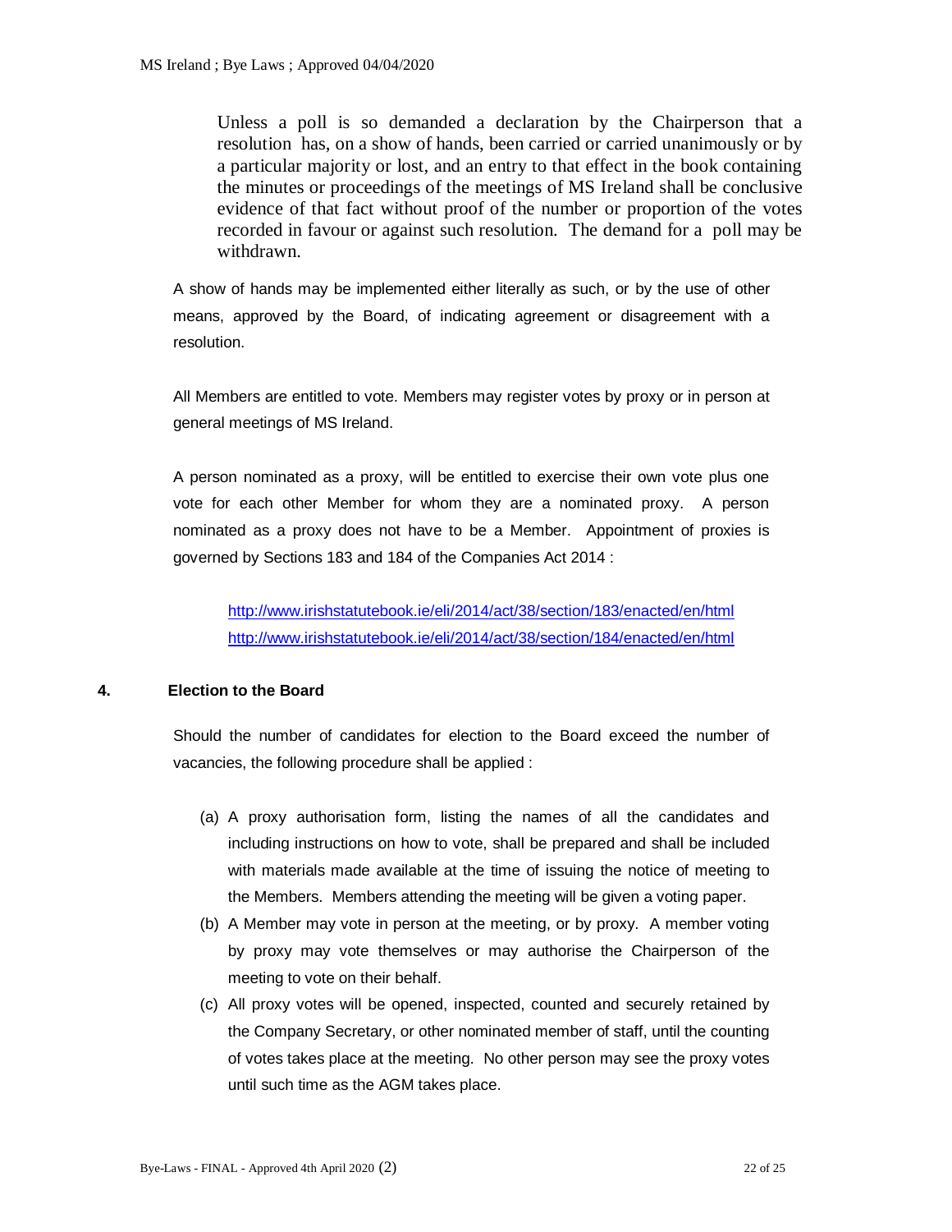Unless a poll is so demanded a declaration by the Chairperson that a resolution has, on a show of hands, been carried or carried unanimously or by a particular majority or lost, and an entry to that effect in the book containing the minutes or proceedings of the meetings of MS Ireland shall be conclusive evidence of that fact without proof of the number or proportion of the votes recorded in favour or against such resolution. The demand for a poll may be withdrawn.

A show of hands may be implemented either literally as such, or by the use of other means, approved by the Board, of indicating agreement or disagreement with a resolution.

All Members are entitled to vote. Members may register votes by proxy or in person at general meetings of MS Ireland.

A person nominated as a proxy, will be entitled to exercise their own vote plus one vote for each other Member for whom they are a nominated proxy. A person nominated as a proxy does not have to be a Member. Appointment of proxies is governed by Sections 183 and 184 of the Companies Act 2014 :

http://www.irishstatutebook.ie/eli/2014/act/38/section/183/enacted/en/html
http://www.irishstatutebook.ie/eli/2014/act/38/section/184/enacted/en/html

**4. Election to the Board**

Should the number of candidates for election to the Board exceed the number of vacancies, the following procedure shall be applied :

(a) A proxy authorisation form, listing the names of all the candidates and including instructions on how to vote, shall be prepared and shall be included with materials made available at the time of issuing the notice of meeting to the Members. Members attending the meeting will be given a voting paper.

(b) A Member may vote in person at the meeting, or by proxy. A member voting by proxy may vote themselves or may authorise the Chairperson of the meeting to vote on their behalf.

(c) All proxy votes will be opened, inspected, counted and securely retained by the Company Secretary, or other nominated member of staff, until the counting of votes takes place at the meeting. No other person may see the proxy votes until such time as the AGM takes place.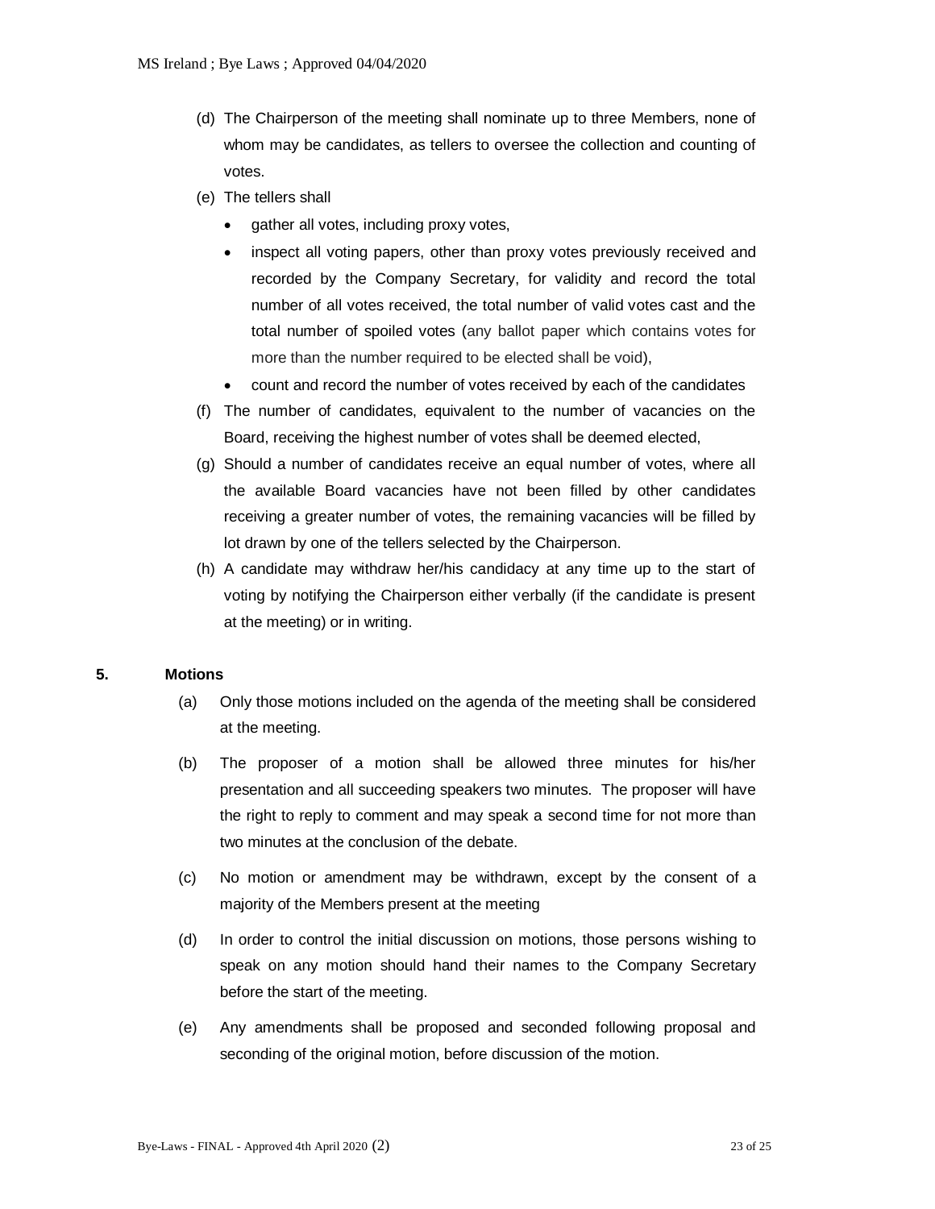(d) The Chairperson of the meeting shall nominate up to three Members, none of whom may be candidates, as tellers to oversee the collection and counting of votes.

(e) The tellers shall

- gather all votes, including proxy votes,
- inspect all voting papers, other than proxy votes previously received and recorded by the Company Secretary, for validity and record the total number of all votes received, the total number of valid votes cast and the total number of spoiled votes (any ballot paper which contains votes for more than the number required to be elected shall be void),
- count and record the number of votes received by each of the candidates

(f) The number of candidates, equivalent to the number of vacancies on the Board, receiving the highest number of votes shall be deemed elected,

(g) Should a number of candidates receive an equal number of votes, where all the available Board vacancies have not been filled by other candidates receiving a greater number of votes, the remaining vacancies will be filled by lot drawn by one of the tellers selected by the Chairperson.

(h) A candidate may withdraw her/his candidacy at any time up to the start of voting by notifying the Chairperson either verbally (if the candidate is present at the meeting) or in writing.

**5. Motions**

(a) Only those motions included on the agenda of the meeting shall be considered at the meeting.

(b) The proposer of a motion shall be allowed three minutes for his/her presentation and all succeeding speakers two minutes. The proposer will have the right to reply to comment and may speak a second time for not more than two minutes at the conclusion of the debate.

(c) No motion or amendment may be withdrawn, except by the consent of a majority of the Members present at the meeting

(d) In order to control the initial discussion on motions, those persons wishing to speak on any motion should hand their names to the Company Secretary before the start of the meeting.

(e) Any amendments shall be proposed and seconded following proposal and seconding of the original motion, before discussion of the motion.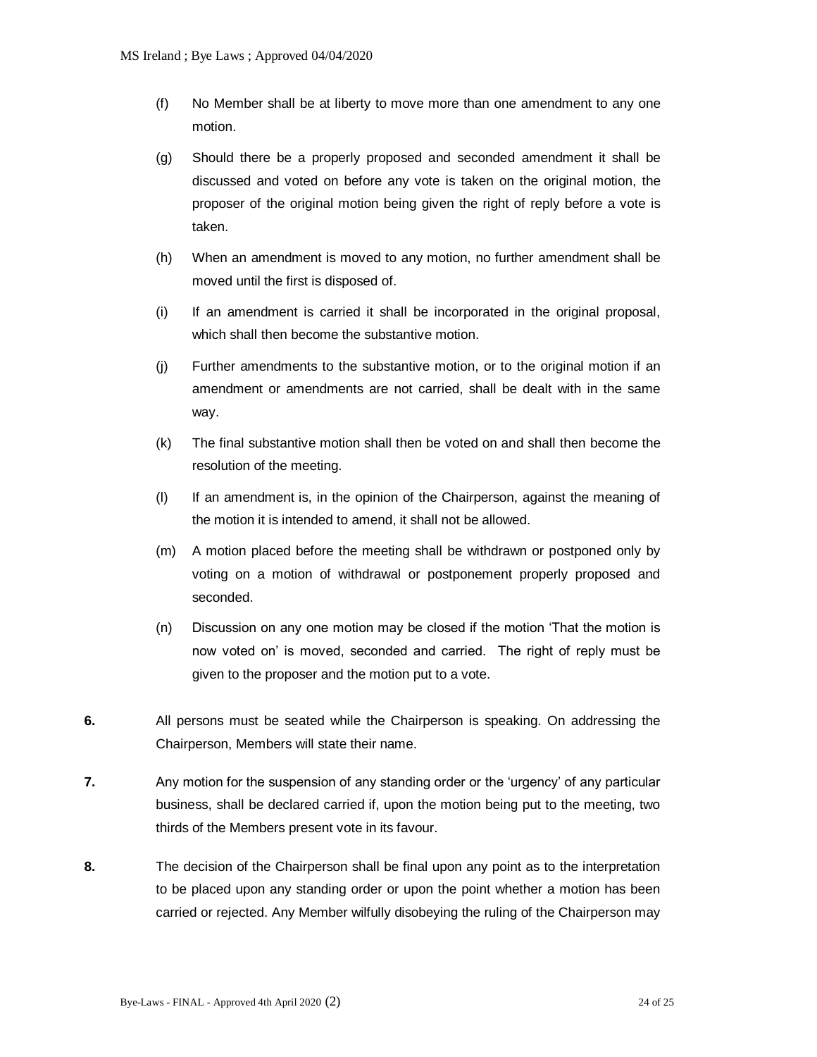(f) No Member shall be at liberty to move more than one amendment to any one motion.

(g) Should there be a properly proposed and seconded amendment it shall be discussed and voted on before any vote is taken on the original motion, the proposer of the original motion being given the right of reply before a vote is taken.

(h) When an amendment is moved to any motion, no further amendment shall be moved until the first is disposed of.

(i) If an amendment is carried it shall be incorporated in the original proposal, which shall then become the substantive motion.

(j) Further amendments to the substantive motion, or to the original motion if an amendment or amendments are not carried, shall be dealt with in the same way.

(k) The final substantive motion shall then be voted on and shall then become the resolution of the meeting.

(l) If an amendment is, in the opinion of the Chairperson, against the meaning of the motion it is intended to amend, it shall not be allowed.

(m) A motion placed before the meeting shall be withdrawn or postponed only by voting on a motion of withdrawal or postponement properly proposed and seconded.

(n) Discussion on any one motion may be closed if the motion 'That the motion is now voted on' is moved, seconded and carried. The right of reply must be given to the proposer and the motion put to a vote.

**6.** All persons must be seated while the Chairperson is speaking. On addressing the Chairperson, Members will state their name.

**7.** Any motion for the suspension of any standing order or the 'urgency' of any particular business, shall be declared carried if, upon the motion being put to the meeting, two thirds of the Members present vote in its favour.

**8.** The decision of the Chairperson shall be final upon any point as to the interpretation to be placed upon any standing order or upon the point whether a motion has been carried or rejected. Any Member wilfully disobeying the ruling of the Chairperson may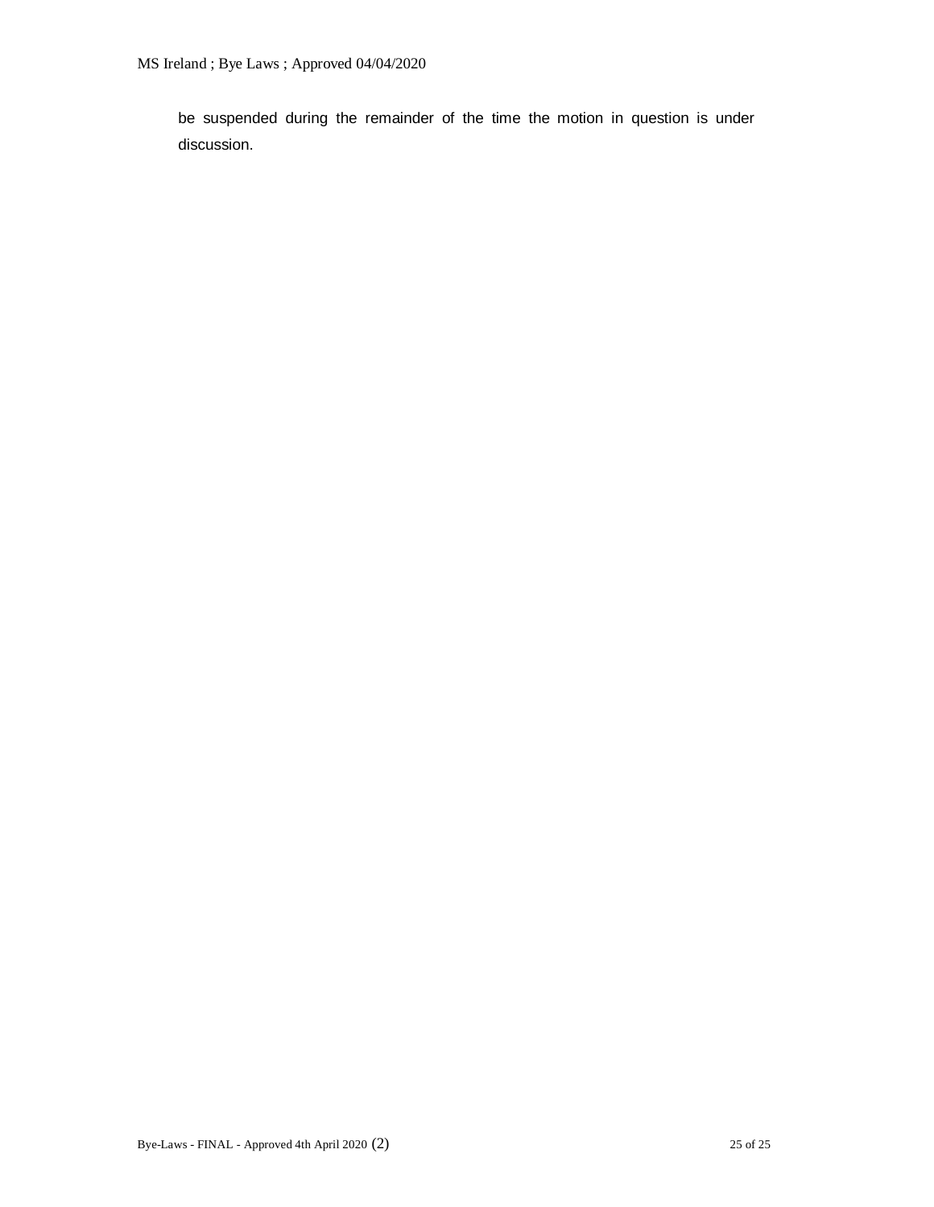be suspended during the remainder of the time the motion in question is under discussion.